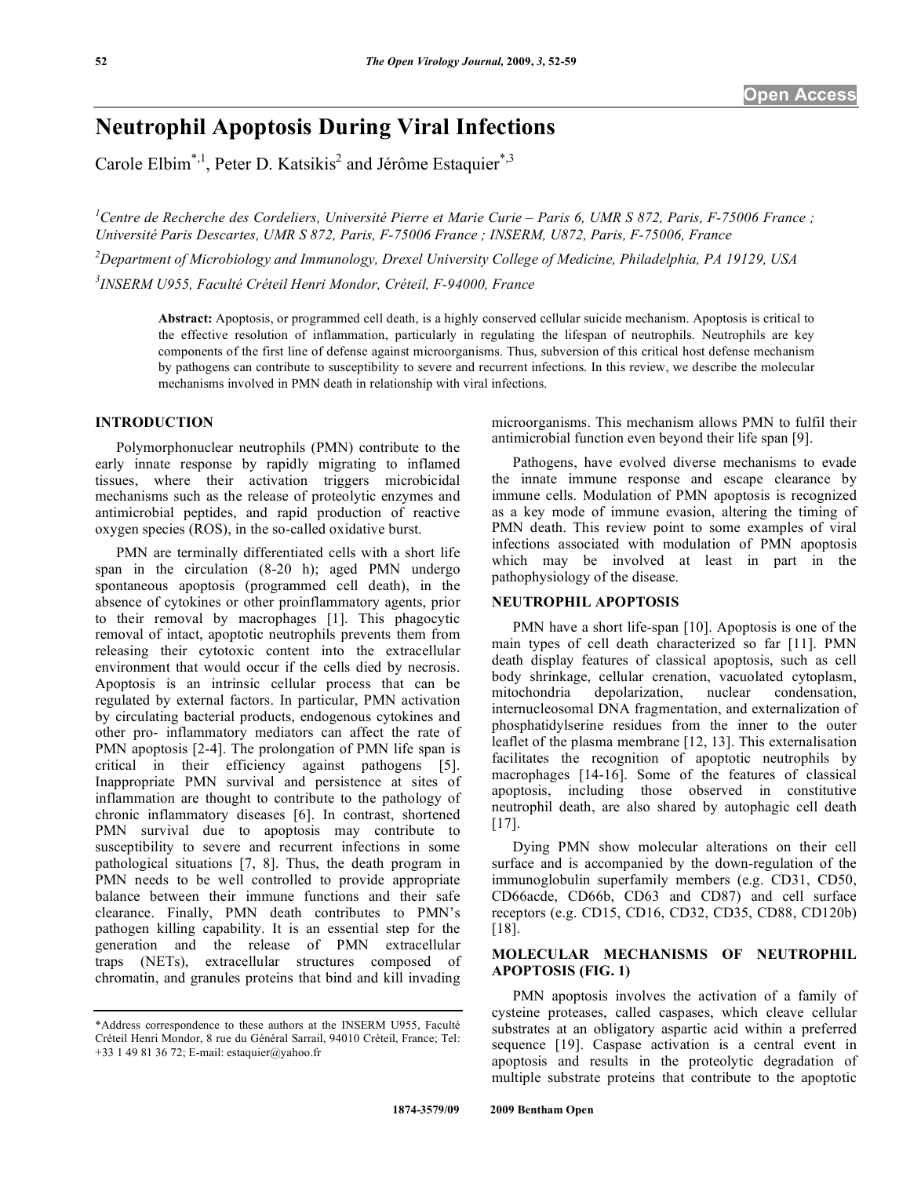Open Access

# Neutrophil Apoptosis During Viral Infections

Carole Elbim[*,1], Peter D. Katsikis[2] and Jérôme Estaquier[*,3]

[1]Centre de Recherche des Cordeliers, Université Pierre et Marie Curie – Paris 6, UMR S 872, Paris, F-75006 France ; Université Paris Descartes, UMR S 872, Paris, F-75006 France ; INSERM, U872, Paris, F-75006, France

[2]Department of Microbiology and Immunology, Drexel University College of Medicine, Philadelphia, PA 19129, USA

[3]INSERM U955, Faculté Créteil Henri Mondor, Créteil, F-94000, France

**Abstract:** Apoptosis, or programmed cell death, is a highly conserved cellular suicide mechanism. Apoptosis is critical to the effective resolution of inflammation, particularly in regulating the lifespan of neutrophils. Neutrophils are key components of the first line of defense against microorganisms. Thus, subversion of this critical host defense mechanism by pathogens can contribute to susceptibility to severe and recurrent infections. In this review, we describe the molecular mechanisms involved in PMN death in relationship with viral infections.

## INTRODUCTION

Polymorphonuclear neutrophils (PMN) contribute to the early innate response by rapidly migrating to inflamed tissues, where their activation triggers microbicidal mechanisms such as the release of proteolytic enzymes and antimicrobial peptides, and rapid production of reactive oxygen species (ROS), in the so-called oxidative burst.

PMN are terminally differentiated cells with a short life span in the circulation (8-20 h); aged PMN undergo spontaneous apoptosis (programmed cell death), in the absence of cytokines or other proinflammatory agents, prior to their removal by macrophages [1]. This phagocytic removal of intact, apoptotic neutrophils prevents them from releasing their cytotoxic content into the extracellular environment that would occur if the cells died by necrosis. Apoptosis is an intrinsic cellular process that can be regulated by external factors. In particular, PMN activation by circulating bacterial products, endogenous cytokines and other pro- inflammatory mediators can affect the rate of PMN apoptosis [2-4]. The prolongation of PMN life span is critical in their efficiency against pathogens [5]. Inappropriate PMN survival and persistence at sites of inflammation are thought to contribute to the pathology of chronic inflammatory diseases [6]. In contrast, shortened PMN survival due to apoptosis may contribute to susceptibility to severe and recurrent infections in some pathological situations [7, 8]. Thus, the death program in PMN needs to be well controlled to provide appropriate balance between their immune functions and their safe clearance. Finally, PMN death contributes to PMN's pathogen killing capability. It is an essential step for the generation and the release of PMN extracellular traps (NETs), extracellular structures composed of chromatin, and granules proteins that bind and kill invading microorganisms. This mechanism allows PMN to fulfil their antimicrobial function even beyond their life span [9].

Pathogens, have evolved diverse mechanisms to evade the innate immune response and escape clearance by immune cells. Modulation of PMN apoptosis is recognized as a key mode of immune evasion, altering the timing of PMN death. This review point to some examples of viral infections associated with modulation of PMN apoptosis which may be involved at least in part in the pathophysiology of the disease.

## NEUTROPHIL APOPTOSIS

PMN have a short life-span [10]. Apoptosis is one of the main types of cell death characterized so far [11]. PMN death display features of classical apoptosis, such as cell body shrinkage, cellular crenation, vacuolated cytoplasm, mitochondria depolarization, nuclear condensation, internucleosomal DNA fragmentation, and externalization of phosphatidylserine residues from the inner to the outer leaflet of the plasma membrane [12, 13]. This externalisation facilitates the recognition of apoptotic neutrophils by macrophages [14-16]. Some of the features of classical apoptosis, including those observed in constitutive neutrophil death, are also shared by autophagic cell death [17].

Dying PMN show molecular alterations on their cell surface and is accompanied by the down-regulation of the immunoglobulin superfamily members (e.g. CD31, CD50, CD66acde, CD66b, CD63 and CD87) and cell surface receptors (e.g. CD15, CD16, CD32, CD35, CD88, CD120b) [18].

## MOLECULAR MECHANISMS OF NEUTROPHIL APOPTOSIS (FIG. 1)

PMN apoptosis involves the activation of a family of cysteine proteases, called caspases, which cleave cellular substrates at an obligatory aspartic acid within a preferred sequence [19]. Caspase activation is a central event in apoptosis and results in the proteolytic degradation of multiple substrate proteins that contribute to the apoptotic

*Address correspondence to these authors at the INSERM U955, Faculté Créteil Henri Mondor, 8 rue du Général Sarrail, 94010 Créteil, France; Tel: +33 1 49 81 36 72; E-mail: estaquier@yahoo.fr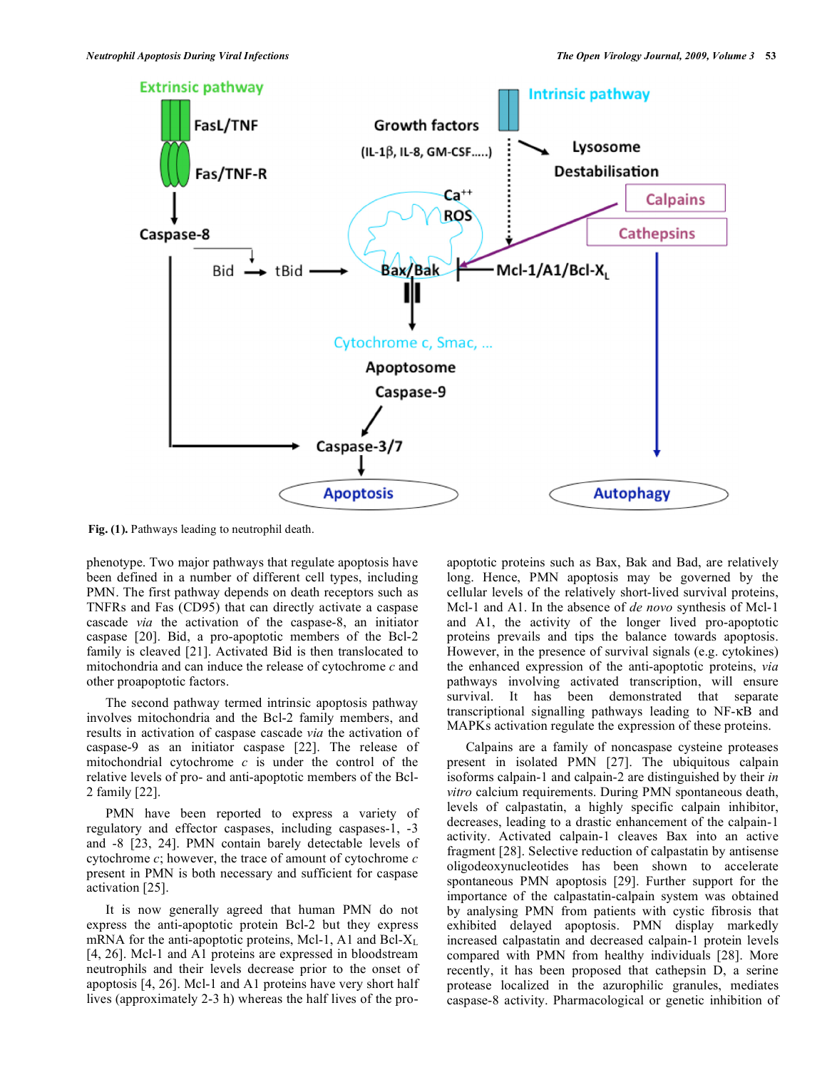Fig. (1). Pathways leading to neutrophil death.

phenotype. Two major pathways that regulate apoptosis have been defined in a number of different cell types, including PMN. The first pathway depends on death receptors such as TNFRs and Fas (CD95) that can directly activate a caspase cascade *via* the activation of the caspase-8, an initiator caspase [20]. Bid, a pro-apoptotic members of the Bcl-2 family is cleaved [21]. Activated Bid is then translocated to mitochondria and can induce the release of cytochrome *c* and other proapoptotic factors.

The second pathway termed intrinsic apoptosis pathway involves mitochondria and the Bcl-2 family members, and results in activation of caspase cascade *via* the activation of caspase-9 as an initiator caspase [22]. The release of mitochondrial cytochrome *c* is under the control of the relative levels of pro- and anti-apoptotic members of the Bcl-2 family [22].

PMN have been reported to express a variety of regulatory and effector caspases, including caspases-1, -3 and -8 [23, 24]. PMN contain barely detectable levels of cytochrome *c*; however, the trace of amount of cytochrome *c* present in PMN is both necessary and sufficient for caspase activation [25].

It is now generally agreed that human PMN do not express the anti-apoptotic protein Bcl-2 but they express mRNA for the anti-apoptotic proteins, Mcl-1, A1 and Bcl-$X_L$ [4, 26]. Mcl-1 and A1 proteins are expressed in bloodstream neutrophils and their levels decrease prior to the onset of apoptosis [4, 26]. Mcl-1 and A1 proteins have very short half lives (approximately 2-3 h) whereas the half lives of the pro-apoptotic proteins such as Bax, Bak and Bad, are relatively long. Hence, PMN apoptosis may be governed by the cellular levels of the relatively short-lived survival proteins, Mcl-1 and A1. In the absence of *de novo* synthesis of Mcl-1 and A1, the activity of the longer lived pro-apoptotic proteins prevails and tips the balance towards apoptosis. However, in the presence of survival signals (e.g. cytokines) the enhanced expression of the anti-apoptotic proteins, *via* pathways involving activated transcription, will ensure survival. It has been demonstrated that separate transcriptional signalling pathways leading to NF-κB and MAPKs activation regulate the expression of these proteins.

Calpains are a family of noncaspase cysteine proteases present in isolated PMN [27]. The ubiquitous calpain isoforms calpain-1 and calpain-2 are distinguished by their *in vitro* calcium requirements. During PMN spontaneous death, levels of calpastatin, a highly specific calpain inhibitor, decreases, leading to a drastic enhancement of the calpain-1 activity. Activated calpain-1 cleaves Bax into an active fragment [28]. Selective reduction of calpastatin by antisense oligodeoxynucleotides has shown to accelerate spontaneous PMN apoptosis [29]. Further support for the importance of the calpastatin-calpain system was obtained by analysing PMN from patients with cystic fibrosis that exhibited delayed apoptosis. PMN display markedly increased calpastatin and decreased calpain-1 protein levels compared with PMN from healthy individuals [28]. More recently, it has been proposed that cathepsin D, a serine protease localized in the azurophilic granules, mediates caspase-8 activity. Pharmacological or genetic inhibition of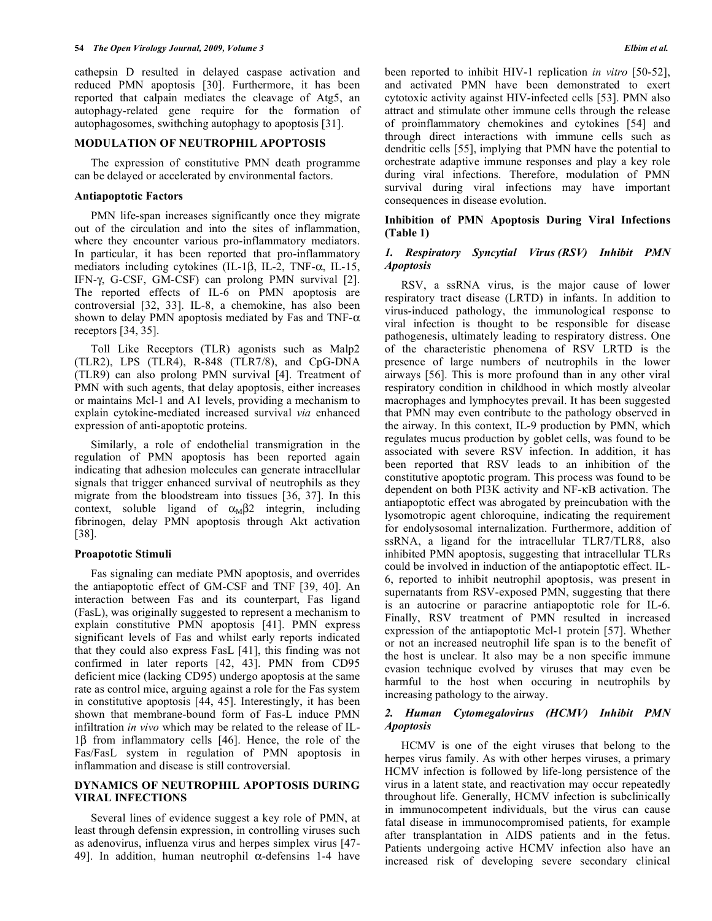cathepsin D resulted in delayed caspase activation and reduced PMN apoptosis [30]. Furthermore, it has been reported that calpain mediates the cleavage of Atg5, an autophagy-related gene require for the formation of autophagosomes, swithching autophagy to apoptosis [31].

## MODULATION OF NEUTROPHIL APOPTOSIS

The expression of constitutive PMN death programme can be delayed or accelerated by environmental factors.

### Antiapoptotic Factors

PMN life-span increases significantly once they migrate out of the circulation and into the sites of inflammation, where they encounter various pro-inflammatory mediators. In particular, it has been reported that pro-inflammatory mediators including cytokines (IL-1β, IL-2, TNF-α, IL-15, IFN-γ, G-CSF, GM-CSF) can prolong PMN survival [2]. The reported effects of IL-6 on PMN apoptosis are controversial [32, 33]. IL-8, a chemokine, has also been shown to delay PMN apoptosis mediated by Fas and TNF-α receptors [34, 35].

Toll Like Receptors (TLR) agonists such as Malp2 (TLR2), LPS (TLR4), R-848 (TLR7/8), and CpG-DNA (TLR9) can also prolong PMN survival [4]. Treatment of PMN with such agents, that delay apoptosis, either increases or maintains Mcl-1 and A1 levels, providing a mechanism to explain cytokine-mediated increased survival *via* enhanced expression of anti-apoptotic proteins.

Similarly, a role of endothelial transmigration in the regulation of PMN apoptosis has been reported again indicating that adhesion molecules can generate intracellular signals that trigger enhanced survival of neutrophils as they migrate from the bloodstream into tissues [36, 37]. In this context, soluble ligand of $\alpha_M\beta 2$ integrin, including fibrinogen, delay PMN apoptosis through Akt activation [38].

### Proapoptotic Stimuli

Fas signaling can mediate PMN apoptosis, and overrides the antiapoptotic effect of GM-CSF and TNF [39, 40]. An interaction between Fas and its counterpart, Fas ligand (FasL), was originally suggested to represent a mechanism to explain constitutive PMN apoptosis [41]. PMN express significant levels of Fas and whilst early reports indicated that they could also express FasL [41], this finding was not confirmed in later reports [42, 43]. PMN from CD95 deficient mice (lacking CD95) undergo apoptosis at the same rate as control mice, arguing against a role for the Fas system in constitutive apoptosis [44, 45]. Interestingly, it has been shown that membrane-bound form of Fas-L induce PMN infiltration *in vivo* which may be related to the release of IL-1β from inflammatory cells [46]. Hence, the role of the Fas/FasL system in regulation of PMN apoptosis in inflammation and disease is still controversial.

## DYNAMICS OF NEUTROPHIL APOPTOSIS DURING VIRAL INFECTIONS

Several lines of evidence suggest a key role of PMN, at least through defensin expression, in controlling viruses such as adenovirus, influenza virus and herpes simplex virus [47-49]. In addition, human neutrophil α-defensins 1-4 have been reported to inhibit HIV-1 replication *in vitro* [50-52], and activated PMN have been demonstrated to exert cytotoxic activity against HIV-infected cells [53]. PMN also attract and stimulate other immune cells through the release of proinflammatory chemokines and cytokines [54] and through direct interactions with immune cells such as dendritic cells [55], implying that PMN have the potential to orchestrate adaptive immune responses and play a key role during viral infections. Therefore, modulation of PMN survival during viral infections may have important consequences in disease evolution.

### Inhibition of PMN Apoptosis During Viral Infections (Table 1)

#### *1. Respiratory Syncytial Virus (RSV) Inhibit PMN Apoptosis*

RSV, a ssRNA virus, is the major cause of lower respiratory tract disease (LRTD) in infants. In addition to virus-induced pathology, the immunological response to viral infection is thought to be responsible for disease pathogenesis, ultimately leading to respiratory distress. One of the characteristic phenomena of RSV LRTD is the presence of large numbers of neutrophils in the lower airways [56]. This is more profound than in any other viral respiratory condition in childhood in which mostly alveolar macrophages and lymphocytes prevail. It has been suggested that PMN may even contribute to the pathology observed in the airway. In this context, IL-9 production by PMN, which regulates mucus production by goblet cells, was found to be associated with severe RSV infection. In addition, it has been reported that RSV leads to an inhibition of the constitutive apoptotic program. This process was found to be dependent on both PI3K activity and NF-κB activation. The antiapoptotic effect was abrogated by preincubation with the lysomotropic agent chloroquine, indicating the requirement for endolysosomal internalization. Furthermore, addition of ssRNA, a ligand for the intracellular TLR7/TLR8, also inhibited PMN apoptosis, suggesting that intracellular TLRs could be involved in induction of the antiapoptotic effect. IL-6, reported to inhibit neutrophil apoptosis, was present in supernatants from RSV-exposed PMN, suggesting that there is an autocrine or paracrine antiapoptotic role for IL-6. Finally, RSV treatment of PMN resulted in increased expression of the antiapoptotic Mcl-1 protein [57]. Whether or not an increased neutrophil life span is to the benefit of the host is unclear. It also may be a non specific immune evasion technique evolved by viruses that may even be harmful to the host when occuring in neutrophils by increasing pathology to the airway.

#### *2. Human Cytomegalovirus (HCMV) Inhibit PMN Apoptosis*

HCMV is one of the eight viruses that belong to the herpes virus family. As with other herpes viruses, a primary HCMV infection is followed by life-long persistence of the virus in a latent state, and reactivation may occur repeatedly throughout life. Generally, HCMV infection is subclinically in immunocompetent individuals, but the virus can cause fatal disease in immunocompromised patients, for example after transplantation in AIDS patients and in the fetus. Patients undergoing active HCMV infection also have an increased risk of developing severe secondary clinical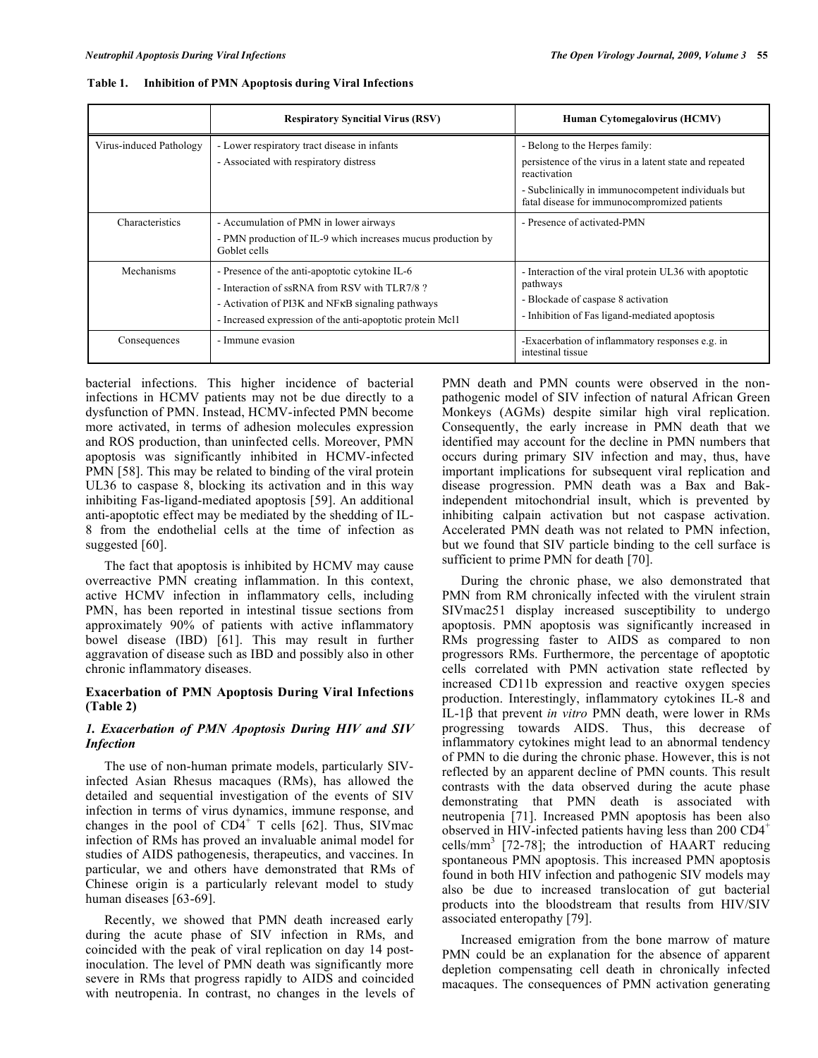**Table 1. Inhibition of PMN Apoptosis during Viral Infections**

| | Respiratory Syncitial Virus (RSV) | Human Cytomegalovirus (HCMV) |
|---|---|---|
| Virus-induced Pathology | - Lower respiratory tract disease in infants<br>- Associated with respiratory distress | - Belong to the Herpes family:<br>persistence of the virus in a latent state and repeated reactivation<br>- Subclinically in immunocompetent individuals but fatal disease for immunocompromized patients |
| Characteristics | - Accumulation of PMN in lower airways<br>- PMN production of IL-9 which increases mucus production by Goblet cells | - Presence of activated-PMN |
| Mechanisms | - Presence of the anti-apoptotic cytokine IL-6<br>- Interaction of ssRNA from RSV with TLR7/8 ?<br>- Activation of PI3K and NFκB signaling pathways<br>- Increased expression of the anti-apoptotic protein Mcl1 | - Interaction of the viral protein UL36 with apoptotic pathways<br>- Blockade of caspase 8 activation<br>- Inhibition of Fas ligand-mediated apoptosis |
| Consequences | - Immune evasion | -Exacerbation of inflammatory responses e.g. in intestinal tissue |

bacterial infections. This higher incidence of bacterial infections in HCMV patients may not be due directly to a dysfunction of PMN. Instead, HCMV-infected PMN become more activated, in terms of adhesion molecules expression and ROS production, than uninfected cells. Moreover, PMN apoptosis was significantly inhibited in HCMV-infected PMN [58]. This may be related to binding of the viral protein UL36 to caspase 8, blocking its activation and in this way inhibiting Fas-ligand-mediated apoptosis [59]. An additional anti-apoptotic effect may be mediated by the shedding of IL-8 from the endothelial cells at the time of infection as suggested [60].

The fact that apoptosis is inhibited by HCMV may cause overreactive PMN creating inflammation. In this context, active HCMV infection in inflammatory cells, including PMN, has been reported in intestinal tissue sections from approximately 90% of patients with active inflammatory bowel disease (IBD) [61]. This may result in further aggravation of disease such as IBD and possibly also in other chronic inflammatory diseases.

## Exacerbation of PMN Apoptosis During Viral Infections (Table 2)

### *1. Exacerbation of PMN Apoptosis During HIV and SIV Infection*

The use of non-human primate models, particularly SIV-infected Asian Rhesus macaques (RMs), has allowed the detailed and sequential investigation of the events of SIV infection in terms of virus dynamics, immune response, and changes in the pool of $CD4^+$ T cells [62]. Thus, SIVmac infection of RMs has proved an invaluable animal model for studies of AIDS pathogenesis, therapeutics, and vaccines. In particular, we and others have demonstrated that RMs of Chinese origin is a particularly relevant model to study human diseases [63-69].

Recently, we showed that PMN death increased early during the acute phase of SIV infection in RMs, and coincided with the peak of viral replication on day 14 post-inoculation. The level of PMN death was significantly more severe in RMs that progress rapidly to AIDS and coincided with neutropenia. In contrast, no changes in the levels of PMN death and PMN counts were observed in the non-pathogenic model of SIV infection of natural African Green Monkeys (AGMs) despite similar high viral replication. Consequently, the early increase in PMN death that we identified may account for the decline in PMN numbers that occurs during primary SIV infection and may, thus, have important implications for subsequent viral replication and disease progression. PMN death was a Bax and Bak-independent mitochondrial insult, which is prevented by inhibiting calpain activation but not caspase activation. Accelerated PMN death was not related to PMN infection, but we found that SIV particle binding to the cell surface is sufficient to prime PMN for death [70].

During the chronic phase, we also demonstrated that PMN from RM chronically infected with the virulent strain SIVmac251 display increased susceptibility to undergo apoptosis. PMN apoptosis was significantly increased in RMs progressing faster to AIDS as compared to non progressors RMs. Furthermore, the percentage of apoptotic cells correlated with PMN activation state reflected by increased CD11b expression and reactive oxygen species production. Interestingly, inflammatory cytokines IL-8 and IL-1β that prevent *in vitro* PMN death, were lower in RMs progressing towards AIDS. Thus, this decrease of inflammatory cytokines might lead to an abnormal tendency of PMN to die during the chronic phase. However, this is not reflected by an apparent decline of PMN counts. This result contrasts with the data observed during the acute phase demonstrating that PMN death is associated with neutropenia [71]. Increased PMN apoptosis has been also observed in HIV-infected patients having less than 200 $CD4^+$ cells/$mm^3$ [72-78]; the introduction of HAART reducing spontaneous PMN apoptosis. This increased PMN apoptosis found in both HIV infection and pathogenic SIV models may also be due to increased translocation of gut bacterial products into the bloodstream that results from HIV/SIV associated enteropathy [79].

Increased emigration from the bone marrow of mature PMN could be an explanation for the absence of apparent depletion compensating cell death in chronically infected macaques. The consequences of PMN activation generating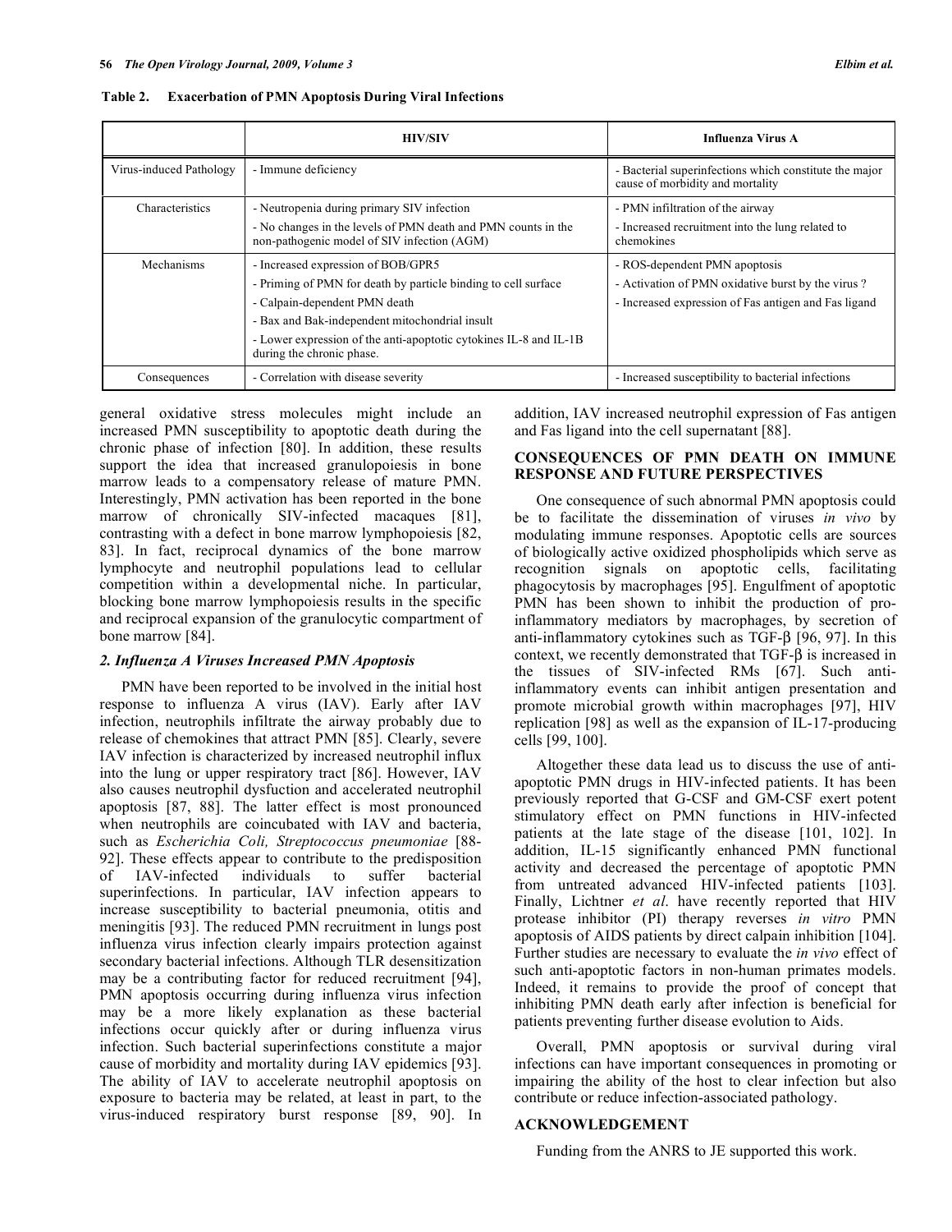**Table 2. Exacerbation of PMN Apoptosis During Viral Infections**

| | HIV/SIV | Influenza Virus A |
|---|---|---|
| Virus-induced Pathology | - Immune deficiency | - Bacterial superinfections which constitute the major cause of morbidity and mortality |
| Characteristics | - Neutropenia during primary SIV infection<br>- No changes in the levels of PMN death and PMN counts in the non-pathogenic model of SIV infection (AGM) | - PMN infiltration of the airway<br>- Increased recruitment into the lung related to chemokines |
| Mechanisms | - Increased expression of BOB/GPR5<br>- Priming of PMN for death by particle binding to cell surface<br>- Calpain-dependent PMN death<br>- Bax and Bak-independent mitochondrial insult<br>- Lower expression of the anti-apoptotic cytokines IL-8 and IL-1B during the chronic phase. | - ROS-dependent PMN apoptosis<br>- Activation of PMN oxidative burst by the virus ?<br>- Increased expression of Fas antigen and Fas ligand |
| Consequences | - Correlation with disease severity | - Increased susceptibility to bacterial infections |

general oxidative stress molecules might include an increased PMN susceptibility to apoptotic death during the chronic phase of infection [80]. In addition, these results support the idea that increased granulopoiesis in bone marrow leads to a compensatory release of mature PMN. Interestingly, PMN activation has been reported in the bone marrow of chronically SIV-infected macaques [81], contrasting with a defect in bone marrow lymphopoiesis [82, 83]. In fact, reciprocal dynamics of the bone marrow lymphocyte and neutrophil populations lead to cellular competition within a developmental niche. In particular, blocking bone marrow lymphopoiesis results in the specific and reciprocal expansion of the granulocytic compartment of bone marrow [84].

### *2. Influenza A Viruses Increased PMN Apoptosis*

PMN have been reported to be involved in the initial host response to influenza A virus (IAV). Early after IAV infection, neutrophils infiltrate the airway probably due to release of chemokines that attract PMN [85]. Clearly, severe IAV infection is characterized by increased neutrophil influx into the lung or upper respiratory tract [86]. However, IAV also causes neutrophil dysfunction and accelerated neutrophil apoptosis [87, 88]. The latter effect is most pronounced when neutrophils are coincubated with IAV and bacteria, such as *Escherichia Coli, Streptococcus pneumoniae* [88-92]. These effects appear to contribute to the predisposition of IAV-infected individuals to suffer bacterial superinfections. In particular, IAV infection appears to increase susceptibility to bacterial pneumonia, otitis and meningitis [93]. The reduced PMN recruitment in lungs post influenza virus infection clearly impairs protection against secondary bacterial infections. Although TLR desensitization may be a contributing factor for reduced recruitment [94], PMN apoptosis occurring during influenza virus infection may be a more likely explanation as these bacterial infections occur quickly after or during influenza virus infection. Such bacterial superinfections constitute a major cause of morbidity and mortality during IAV epidemics [93]. The ability of IAV to accelerate neutrophil apoptosis on exposure to bacteria may be related, at least in part, to the virus-induced respiratory burst response [89, 90]. In addition, IAV increased neutrophil expression of Fas antigen and Fas ligand into the cell supernatant [88].

## CONSEQUENCES OF PMN DEATH ON IMMUNE RESPONSE AND FUTURE PERSPECTIVES

One consequence of such abnormal PMN apoptosis could be to facilitate the dissemination of viruses *in vivo* by modulating immune responses. Apoptotic cells are sources of biologically active oxidized phospholipids which serve as recognition signals on apoptotic cells, facilitating phagocytosis by macrophages [95]. Engulfment of apoptotic PMN has been shown to inhibit the production of pro-inflammatory mediators by macrophages, by secretion of anti-inflammatory cytokines such as TGF-β [96, 97]. In this context, we recently demonstrated that TGF-β is increased in the tissues of SIV-infected RMs [67]. Such anti-inflammatory events can inhibit antigen presentation and promote microbial growth within macrophages [97], HIV replication [98] as well as the expansion of IL-17-producing cells [99, 100].

Altogether these data lead us to discuss the use of anti-apoptotic PMN drugs in HIV-infected patients. It has been previously reported that G-CSF and GM-CSF exert potent stimulatory effect on PMN functions in HIV-infected patients at the late stage of the disease [101, 102]. In addition, IL-15 significantly enhanced PMN functional activity and decreased the percentage of apoptotic PMN from untreated advanced HIV-infected patients [103]. Finally, Lichtner *et al*. have recently reported that HIV protease inhibitor (PI) therapy reverses *in vitro* PMN apoptosis of AIDS patients by direct calpain inhibition [104]. Further studies are necessary to evaluate the *in vivo* effect of such anti-apoptotic factors in non-human primates models. Indeed, it remains to provide the proof of concept that inhibiting PMN death early after infection is beneficial for patients preventing further disease evolution to Aids.

Overall, PMN apoptosis or survival during viral infections can have important consequences in promoting or impairing the ability of the host to clear infection but also contribute or reduce infection-associated pathology.

## ACKNOWLEDGEMENT

Funding from the ANRS to JE supported this work.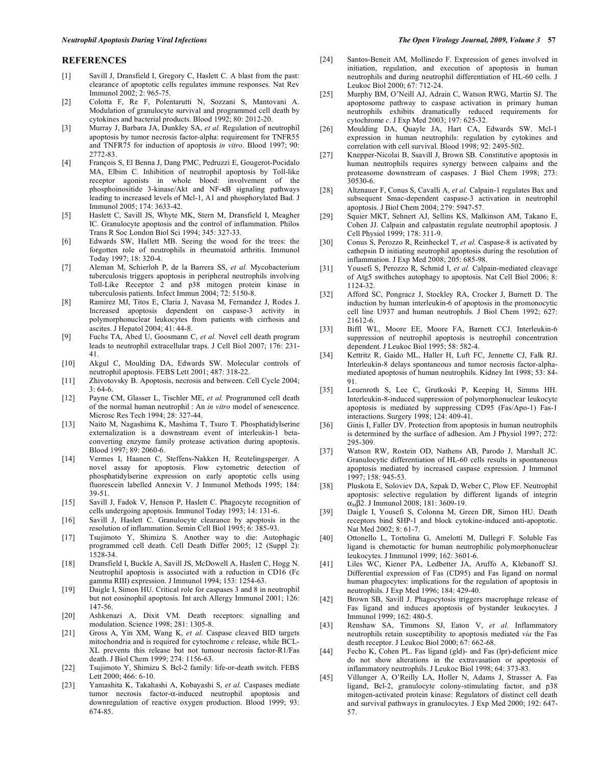## REFERENCES

[1] Savill J, Dransfield I, Gregory C, Haslett C. A blast from the past: clearance of apoptotic cells regulates immune responses. Nat Rev Immunol 2002; 2: 965-75.

[2] Colotta F, Re F, Polentarutti N, Sozzani S, Mantovani A. Modulation of granulocyte survival and programmed cell death by cytokines and bacterial products. Blood 1992; 80: 2012-20.

[3] Murray J, Barbara JA, Dunkley SA, *et al.* Regulation of neutrophil apoptosis by tumor necrosis factor-alpha: requirement for TNFR55 and TNFR75 for induction of apoptosis *in vitro*. Blood 1997; 90: 2772-83.

[4] François S, El Benna J, Dang PMC, Pedruzzi E, Gougerot-Pocidalo MA, Elbim C. Inhibition of neutrophil apoptosis by Toll-like receptor agonists in whole blood: involvement of the phosphoinositide 3-kinase/Akt and NF-κB signaling pathways leading to increased levels of Mcl-1, A1 and phosphorylated Bad. J Immunol 2005; 174: 3633-42.

[5] Haslett C, Savill JS, Whyte MK, Stern M, Dransfield I, Meagher IC. Granulocyte apoptosis and the control of inflammation. Philos Trans R Soc London Biol Sci 1994; 345: 327-33.

[6] Edwards SW, Hallett MB. Seeing the wood for the trees: the forgotten role of neutrophils in rheumatoid arthritis. Immunol Today 1997; 18: 320-4.

[7] Aleman M, Schierloh P, de la Barrera SS, *et al.* Mycobacterium tuberculosis triggers apoptosis in peripheral neutrophils involving Toll-Like Receptor 2 and p38 mitogen protein kinase in tuberculosis patients. Infect Immun 2004; 72: 5150-8.

[8] Ramirez MJ, Titos E, Claria J, Navasa M, Fernandez J, Rodes J. Increased apoptosis dependent on caspase-3 activity in polymorphonuclear leukocytes from patients with cirrhosis and ascites. J Hepatol 2004; 41: 44-8.

[9] Fuchs TA, Abed U, Goosmann C, *et al.* Novel cell death program leads to neutrophil extracellular traps. J Cell Biol 2007; 176: 231-41.

[10] Akgul C, Moulding DA, Edwards SW. Molecular controls of neutrophil apoptosis. FEBS Lett 2001; 487: 318-22.

[11] Zhivotovsky B. Apoptosis, necrosis and between. Cell Cycle 2004; 3: 64-6.

[12] Payne CM, Glasser L, Tischler ME, *et al.* Programmed cell death of the normal human neutrophil : An *in vitro* model of senescence. Microsc Res Tech 1994; 28: 327-44.

[13] Naito M, Nagashima K, Mashima T, Tsuro T. Phosphatidylserine externalization is a downstream event of interleukin-1 beta-converting enzyme family protease activation during apoptosis. Blood 1997; 89: 2060-6.

[14] Vermes I, Haanen C, Steffens-Nakken H, Reutelingsperger. A novel assay for apoptosis. Flow cytometric detection of phosphatidylserine expression on early apoptotic cells using fluorescein labelled Annexin V. J Immunol Methods 1995; 184: 39-51.

[15] Savill J, Fadok V, Henson P, Haslett C. Phagocyte recognition of cells undergoing apoptosis. Immunol Today 1993; 14: 131-6.

[16] Savill J, Haslett C. Granulocyte clearance by apoptosis in the resolution of inflammation. Semin Cell Biol 1995; 6: 385-93.

[17] Tsujimoto Y, Shimizu S. Another way to die: Autophagic programmed cell death. Cell Death Differ 2005; 12 (Suppl 2): 1528-34.

[18] Dransfield I, Buckle A, Savill JS, McDowell A, Haslett C, Hogg N. Neutrophil apoptosis is associated with a reduction in CD16 (Fc gamma RIII) expression. J Immunol 1994; 153: 1254-63.

[19] Daigle I, Simon HU. Critical role for caspases 3 and 8 in neutrophil but not eosinophil apoptosis. Int arch Allergy Immunol 2001; 126: 147-56.

[20] Ashkenazi A, Dixit VM. Death receptors: signalling and modulation. Science 1998; 281: 1305-8.

[21] Gross A, Yin XM, Wang K, *et al.* Caspase cleaved BID targets mitochondria and is required for cytochrome *c* release, while BCL-XL prevents this release but not tumour necrosis factor-R1/Fas death. J Biol Chem 1999; 274: 1156-63.

[22] Tsujimoto Y, Shimizu S. Bcl-2 family: life-or-death switch. FEBS Lett 2000; 466: 6-10.

[23] Yamashita K, Takahashi A, Kobayashi S, *et al.* Caspases mediate tumor necrosis factor-α-induced neutrophil apoptosis and downregulation of reactive oxygen production. Blood 1999; 93: 674-85.

[24] Santos-Beneit AM, Mollinedo F. Expression of genes involved in initiation, regulation, and execution of apoptosis in human neutrophils and during neutrophil differentiation of HL-60 cells. J Leukoc Biol 2000; 67: 712-24.

[25] Murphy BM, O'Neill AJ, Adrain C, Watson RWG, Martin SJ. The apoptosome pathway to caspase activation in primary human neutrophils exhibits dramatically reduced requirements for cytochrome *c*. J Exp Med 2003; 197: 625-32.

[26] Moulding DA, Quayle JA, Hart CA, Edwards SW. Mcl-1 expression in human neutrophils: regulation by cytokines and correlation with cell survival. Blood 1998; 92: 2495-502.

[27] Knepper-Nicolai B, Ssavill J, Brown SB. Constitutive apoptosis in human neutrophils requires synergy between calpains and the proteasome downstream of caspases. J Biol Chem 1998; 273: 30530-6.

[28] Altznauer F, Conus S, Cavalli A, *et al.* Calpain-1 regulates Bax and subsequent Smac-dependent caspase-3 activation in neutrophil apoptosis. J Biol Chem 2004; 279: 5947-57.

[29] Squier MKT, Sehnert AJ, Sellins KS, Malkinson AM, Takano E, Cohen JJ. Calpain and calpastatin regulate neutrophil apoptosis. J Cell Physiol 1999; 178: 311-9.

[30] Conus S, Perozzo R, Reinheckel T, *et al.* Caspase-8 is activated by cathepsin D initiating neutrophil apoptosis during the resolution of inflammation. J Exp Med 2008; 205: 685-98.

[31] Yousefi S, Perozzo R, Schmid I, *et al.* Calpain-mediated cleavage of Atg5 swithches autophagy to apoptosis. Nat Cell Biol 2006; 8: 1124-32.

[32] Afford SC, Pongracz J, Stockley RA, Crocker J, Burnett D. The induction by human interleukin-6 of apoptosis in the promonocytic cell line U937 and human neutrophils. J Biol Chem 1992; 627: 21612-6.

[33] Biffl WL, Moore EE, Moore FA, Barnett CCJ. Interleukin-6 suppression of neutrophil apoptosis is neutrophil concentration dependent. J Leukoc Biol 1995; 58: 582-4.

[34] Kettritz R, Gaido ML, Haller H, Luft FC, Jennette CJ, Falk RJ. Interleukin-8 delays spontaneous and tumor necrosis factor-alpha-mediated apoptosis of human neutrophils. Kidney Int 1998; 53: 84-91.

[35] Leuenroth S, Lee C, Grutkoski P, Keeping H, Simms HH. Interleukin-8-induced suppression of polymorphonuclear leukocyte apoptosis is mediated by suppressing CD95 (Fas/Apo-1) Fas-1 interactions. Surgery 1998; 124: 409-41.

[36] Ginis I, Faller DV. Protection from apoptosis in human neutrophils is determined by the surface of adhesion. Am J Physiol 1997; 272: 295-309.

[37] Watson RW, Rostein OD, Nathens AB, Parodo J, Marshall JC. Granulocytic differentiation of HL-60 cells results in spontaneous apoptosis mediated by increased caspase expression. J Immunol 1997; 158: 945-53.

[38] Pluskota E, Soloviev DA, Szpak D, Weber C, Plow EF. Neutrophil apoptosis: selective regulation by different ligands of integrin $\alpha_M\beta 2$. J Immunol 2008; 181: 3609-19.

[39] Daigle I, Yousefi S, Colonna M, Green DR, Simon HU. Death receptors bind SHP-1 and block cytokine-induced anti-apoptotic. Nat Med 2002; 8: 61-7.

[40] Ottonello L, Tortolina G, Amelotti M, Dallegri F. Soluble Fas ligand is chemotactic for human neutrophilic polymorphonuclear leukocytes. J Immunol 1999; 162: 3601-6.

[41] Liles WC, Kiener PA, Ledbetter JA, Aruffo A, Klebanoff SJ. Differential expression of Fas (CD95) and Fas ligand on normal human phagocytes: implications for the regulation of apoptosis in neutrophils. J Exp Med 1996; 184: 429-40.

[42] Brown SB, Savill J. Phagocytosis triggers macrophage release of Fas ligand and induces apoptosis of bystander leukocytes. J Immunol 1999; 162: 480-5.

[43] Renshaw SA, Timmons SJ, Eaton V, *et al.* Inflammatory neutrophils retain susceptibility to apoptosis mediated *via* the Fas death receptor. J Leukoc Biol 2000; 67: 662-68.

[44] Fecho K, Cohen PL. Fas ligand (gld)- and Fas (lpr)-deficient mice do not show alterations in the extravasation or apoptosis of inflammatory neutrophils. J Leukoc Biol 1998; 64: 373-83.

[45] Villunger A, O'Reilly LA, Holler N, Adams J, Strasser A. Fas ligand, Bcl-2, granulocyte colony-stimulating factor, and p38 mitogen-activated protein kinase: Regulators of distinct cell death and survival pathways in granulocytes. J Exp Med 2000; 192: 647-57.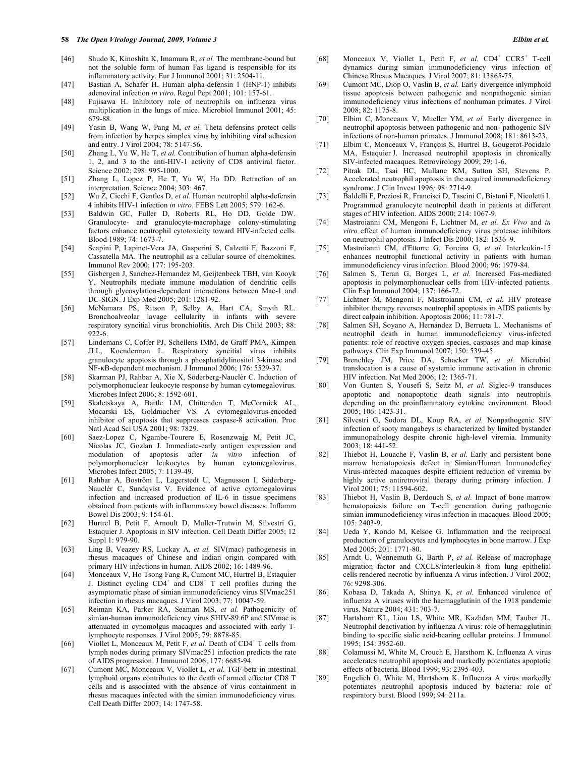[46] Shudo K, Kinoshita K, Imamura R, *et al.* The membrane-bound but not the soluble form of human Fas ligand is responsible for its inflammatory activity. Eur J Immunol 2001; 31: 2504-11.

[47] Bastian A, Schafer H. Human alpha-defensin 1 (HNP-1) inhibits adenoviral infection *in vitro*. Regul Pept 2001; 101: 157-61.

[48] Fujisawa H. Inhibitory role of neutrophils on influenza virus multiplication in the lungs of mice. Microbiol Immunol 2001; 45: 679-88.

[49] Yasin B, Wang W, Pang M, *et al.* Theta defensins protect cells from infection by herpes simplex virus by inhibiting viral adhesion and entry. J Virol 2004; 78: 5147-56.

[50] Zhang L, Yu W, He T, *et al.* Contribution of human alpha-defensin 1, 2, and 3 to the anti-HIV-1 activity of CD8 antiviral factor. Science 2002; 298: 995-1000.

[51] Zhang L, Lopez P, He T, Yu W, Ho DD. Retraction of an interpretation. Science 2004; 303: 467.

[52] Wu Z, Cicchi F, Gentles D, *et al.* Human neutrophil alpha-defensin 4 inhibits HIV-1 infection *in vitro*. FEBS Lett 2005; 579: 162-6.

[53] Baldwin GC, Fuller D, Roberts RL, Ho DD, Golde DW. Granulocyte- and granulocyte-macrophage colony-stimulating factors enhance neutrophil cytotoxicity toward HIV-infected cells. Blood 1989; 74: 1673-7.

[54] Scapini P, Lapinet-Vera JA, Gasperini S, Calzetti F, Bazzoni F, Cassatella MA. The neutrophil as a cellular source of chemokines. Immunol Rev 2000; 177: 195-203.

[55] Gisbergen J, Sanchez-Hernandez M, Geijtenbeek TBH, van Kooyk Y. Neutrophils mediate immune modulation of dendritic cells through glycosylation-dependent interactions between Mac-1 and DC-SIGN. J Exp Med 2005; 201: 1281-92.

[56] McNamara PS, Ritson P, Selby A, Hart CA, Smyth RL. Bronchoalveolar lavage cellularity in infants with severe respiratory syncitial virus bronchiolitis. Arch Dis Child 2003; 88: 922-6.

[57] Lindemans C, Coffer PJ, Schellens IMM, de Graff PMA, Kimpen JLL, Koenderman L. Respiratory syncitial virus inhibits granulocyte apoptosis through a phosphatidylinositol 3-kinase and NF-κB-dependent mechanism. J Immunol 2006; 176: 5529-37.

[58] Skarman PJ, Rahbar A, Xie X, Söderberg-Nauclér C. Induction of polymorphonuclear leukocyte response by human cytomegalovirus. Microbes Infect 2006; 8: 1592-601.

[59] Skaletskaya A, Bartle LM, Chittenden T, McCormick AL, Mocarski ES, Goldmacher VS. A cytomegalovirus-encoded inhibitor of apoptosis that suppresses caspase-8 activation. Proc Natl Acad Sci USA 2001; 98: 7829.

[60] Saez-Lopez C, Ngambe-Tourere E, Rosenzwajg M, Petit JC, Nicolas JC, Gozlan J. Immediate-early antigen expression and modulation of apoptosis after *in vitro* infection of polymorphonuclear leukocytes by human cytomegalovirus. Microbes Infect 2005; 7: 1139-49.

[61] Rahbar A, Boström L, Lagerstedt U, Magnusson I, Söderberg-Nauclér C, Sundqvist V. Evidence of active cytomegalovirus infection and increased production of IL-6 in tissue specimens obtained from patients with inflammatory bowel diseases. Inflamm Bowel Dis 2003; 9: 154-61.

[62] Hurtrel B, Petit F, Arnoult D, Muller-Trutwin M, Silvestri G, Estaquier J. Apoptosis in SIV infection. Cell Death Differ 2005; 12 Suppl 1: 979-90.

[63] Ling B, Veazey RS, Luckay A, *et al.* SIV(mac) pathogenesis in rhesus macaques of Chinese and Indian origin compared with primary HIV infections in human. AIDS 2002; 16: 1489-96.

[64] Monceaux V, Ho Tsong Fang R, Cumont MC, Hurtrel B, Estaquier J. Distinct cycling CD4[+] and CD8[+] T cell profiles during the asymptomatic phase of simian immunodeficiency virus SIVmac251 infection in rhesus macaques. J Virol 2003; 77: 10047-59.

[65] Reiman KA, Parker RA, Seaman MS, *et al.* Pathogenicity of simian-human immunodeficiency virus SHIV-89.6P and SIVmac is attenuated in cynomolgus macaques and associated with early T-lymphocyte responses. J Virol 2005; 79: 8878-85.

[66] Viollet L, Monceaux M, Petit F, *et al.* Death of CD4[+] T cells from lymph nodes during primary SIVmac251 infection predicts the rate of AIDS progression. J Immunol 2006; 177: 6685-94.

[67] Cumont MC, Monceaux V, Viollet L, *et al.* TGF-beta in intestinal lymphoid organs contributes to the death of armed effector CD8 T cells and is associated with the absence of virus containment in rhesus macaques infected with the simian immunodeficiency virus. Cell Death Differ 2007; 14: 1747-58.

[68] Monceaux V, Viollet L, Petit F, *et al.* CD4[+] CCR5[+] T-cell dynamics during simian immunodeficiency virus infection of Chinese Rhesus Macaques. J Virol 2007; 81: 13865-75.

[69] Cumont MC, Diop O, Vaslin B, *et al.* Early divergence inlymphoid tissue apoptosis between pathogenic and nonpathogenic simian immunodeficiency virus infections of nonhuman primates. J Virol 2008; 82: 1175-8.

[70] Elbim C, Monceaux V, Mueller YM, *et al.* Early divergence in neutrophil apoptosis between pathogenic and non- pathogenic SIV infections of non-human primates. J Immunol 2008; 181: 8613-23.

[71] Elbim C, Monceaux V, François S, Hurtrel B, Gougerot-Pocidalo MA, Estaquier J. Increased neutrophil apoptosis in chronically SIV-infected macaques. Retrovirology 2009; 29: 1-6.

[72] Pitrak DL, Tsai HC, Mullane KM, Sutton SH, Stevens P. Accelerated neutrophil apoptosis in the acquired immunodeficiency syndrome. J Clin Invest 1996*;* 98: 2714-9.

[73] Baldelli F, Preziosi R, Francisci D, Tascini C, Bistoni F, Nicoletti I. Programmed granulocyte neutrophil death in patients at different stages of HIV infection. AIDS 2000; 214: 1067-9.

[74] Mastroianni CM, Mengoni F, Lichtner M, *et al. Ex Vivo* and *in vitro* effect of human immunodeficiency virus protease inhibitors on neutrophil apoptosis. J Infect Dis 2000; 182: 1536–9.

[75] Mastroianni CM, d'Ettorre G, Forcina G, *et al.* Interleukin-15 enhances neutrophil functional activity in patients with human immunodeficiency virus infection. Blood 2000; 96: 1979-84.

[76] Salmen S, Teran G, Borges L, *et al.* Increased Fas-mediated apoptosis in polymorphonuclear cells from HIV-infected patients. Clin Exp Immunol 2004; 137: 166-72.

[77] Lichtner M, Mengoni F, Mastroianni CM, *et al.* HIV protease inhibitor therapy reverses neutrophil apoptosis in AIDS patients by direct calpain inhibition. Apoptosis 2006; 11: 781-7.

[78] Salmen SH, Soyano A, Hernández D, Berrueta L. Mechanisms of neutrophil death in human immunodeficiency virus-infected patients: role of reactive oxygen species, caspases and map kinase pathways. Clin Exp Immunol 2007; 150: 539–45.

[79] Brenchley JM, Price DA, Schacker TW, *et al.* Microbial translocation is a cause of systemic immune activation in chronic HIV infection. Nat Med 2006; 12: 1365-71.

[80] Von Gunten S, Yousefi S, Seitz M, *et al.* Siglec-9 transduces apoptotic and nonapoptotic death signals into neutrophils depending on the proinflammatory cytokine environment. Blood 2005; 106: 1423-31.

[81] Silvestri G, Sodora DL, Koup RA, *et al.* Nonpathogenic SIV infection of sooty mangabeys is characterized by limited bystander immunopathology despite chronic high-level viremia. Immunity 2003; 18: 441-52.

[82] Thiebot H, Louache F, Vaslin B, *et al.* Early and persistent bone marrow hematopoiesis defect in Simian/Human Immunodeficy Virus-infected macaques despite efficient reduction of viremia by highly active antiretroviral therapy during primary infection. J Virol 2001; 75: 11594-602.

[83] Thiebot H, Vaslin B, Derdouch S, *et al.* Impact of bone marrow hematopoiesis failure on T-cell generation during pathogenic simian immunodeficiency virus infection in macaques. Blood 2005; 105: 2403-9.

[84] Ueda Y, Kondo M, Kelsoe G. Inflammation and the reciprocal production of granulocytes and lymphocytes in bone marrow. J Exp Med 2005; 201: 1771-80.

[85] Arndt U, Wennemuth G, Barth P, *et al.* Release of macrophage migration factor and CXCL8/interleukin-8 from lung epithelial cells rendered necrotic by influenza A virus infection. J Virol 2002; 76: 9298-306.

[86] Kobasa D, Takada A, Shinya K, *et al.* Enhanced virulence of influenza A viruses with the haemagglutinin of the 1918 pandemic virus. Nature 2004; 431: 703-7.

[87] Hartshorn KL, Liou LS, White MR, Kazhdan MM, Tauber JL. Neutrophil deactivation by influenza A virus: role of hemagglutinin binding to specific sialic acid-bearing cellular proteins. J Immunol 1995; 154: 3952-60.

[88] Colamussi M, White M, Crouch E, Harsthorn K. Influenza A virus accelerates neutrophil apoptosis and markedly potentiates apoptotic effects of bacteria. Blood 1999; 93: 2395-403.

[89] Engelich G, White M, Hartshorn K. Influenza A virus markedly potentiates neutrophil apoptosis induced by bacteria: role of respiratory burst. Blood 1999; 94: 211a.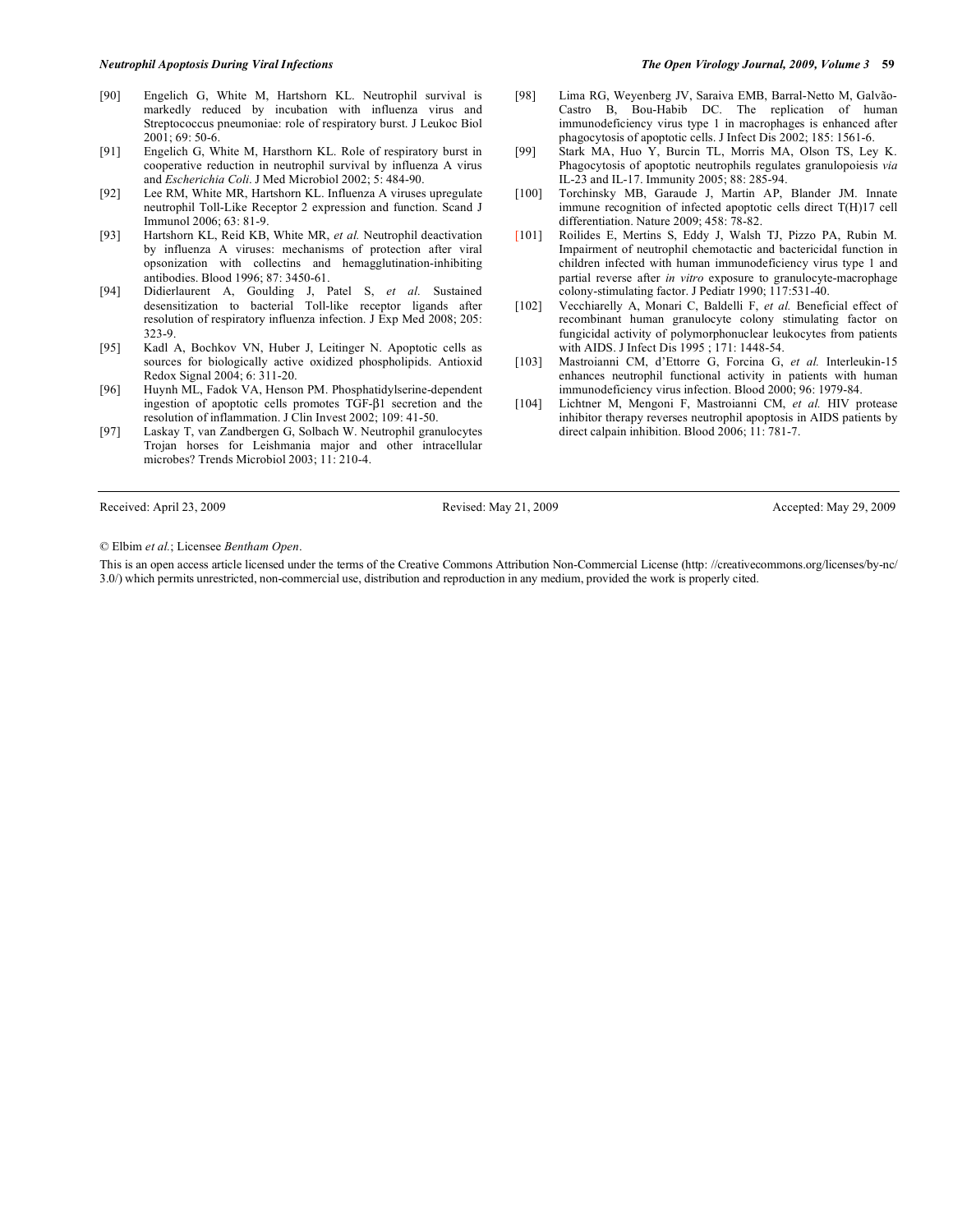[90] Engelich G, White M, Hartshorn KL. Neutrophil survival is markedly reduced by incubation with influenza virus and Streptococcus pneumoniae: role of respiratory burst. J Leukoc Biol 2001; 69: 50-6.

[91] Engelich G, White M, Harsthorn KL. Role of respiratory burst in cooperative reduction in neutrophil survival by influenza A virus and *Escherichia Coli*. J Med Microbiol 2002; 5: 484-90.

[92] Lee RM, White MR, Hartshorn KL. Influenza A viruses upregulate neutrophil Toll-Like Receptor 2 expression and function. Scand J Immunol 2006; 63: 81-9.

[93] Hartshorn KL, Reid KB, White MR, *et al.* Neutrophil deactivation by influenza A viruses: mechanisms of protection after viral opsonization with collectins and hemagglutination-inhibiting antibodies. Blood 1996; 87: 3450-61.

[94] Didierlaurent A, Goulding J, Patel S, *et al.* Sustained desensitization to bacterial Toll-like receptor ligands after resolution of respiratory influenza infection. J Exp Med 2008; 205: 323-9.

[95] Kadl A, Bochkov VN, Huber J, Leitinger N. Apoptotic cells as sources for biologically active oxidized phospholipids. Antioxid Redox Signal 2004; 6: 311-20.

[96] Huynh ML, Fadok VA, Henson PM. Phosphatidylserine-dependent ingestion of apoptotic cells promotes TGF-β1 secretion and the resolution of inflammation. J Clin Invest 2002; 109: 41-50.

[97] Laskay T, van Zandbergen G, Solbach W. Neutrophil granulocytes Trojan horses for Leishmania major and other intracellular microbes? Trends Microbiol 2003; 11: 210-4.

[98] Lima RG, Weyenberg JV, Saraiva EMB, Barral-Netto M, Galvão-Castro B, Bou-Habib DC. The replication of human immunodeficiency virus type 1 in macrophages is enhanced after phagocytosis of apoptotic cells. J Infect Dis 2002; 185: 1561-6.

[99] Stark MA, Huo Y, Burcin TL, Morris MA, Olson TS, Ley K. Phagocytosis of apoptotic neutrophils regulates granulopoiesis *via* IL-23 and IL-17. Immunity 2005; 88: 285-94.

[100] Torchinsky MB, Garaude J, Martin AP, Blander JM. Innate immune recognition of infected apoptotic cells direct T(H)17 cell differentiation. Nature 2009; 458: 78-82.

[101] Roilides E, Mertins S, Eddy J, Walsh TJ, Pizzo PA, Rubin M. Impairment of neutrophil chemotactic and bactericidal function in children infected with human immunodeficiency virus type 1 and partial reverse after *in vitro* exposure to granulocyte-macrophage colony-stimulating factor. J Pediatr 1990; 117:531-40.

[102] Vecchiarelly A, Monari C, Baldelli F, *et al.* Beneficial effect of recombinant human granulocyte colony stimulating factor on fungicidal activity of polymorphonuclear leukocytes from patients with AIDS. J Infect Dis 1995 ; 171: 1448-54.

[103] Mastroianni CM, d'Ettorre G, Forcina G, *et al.* Interleukin-15 enhances neutrophil functional activity in patients with human immunodeficiency virus infection. Blood 2000; 96: 1979-84.

[104] Lichtner M, Mengoni F, Mastroianni CM, *et al.* HIV protease inhibitor therapy reverses neutrophil apoptosis in AIDS patients by direct calpain inhibition. Blood 2006; 11: 781-7.

Received: April 23, 2009 Revised: May 21, 2009 Accepted: May 29, 2009

© Elbim *et al.*; Licensee *Bentham Open*.

This is an open access article licensed under the terms of the Creative Commons Attribution Non-Commercial License (http: //creativecommons.org/licenses/by-nc/3.0/) which permits unrestricted, non-commercial use, distribution and reproduction in any medium, provided the work is properly cited.